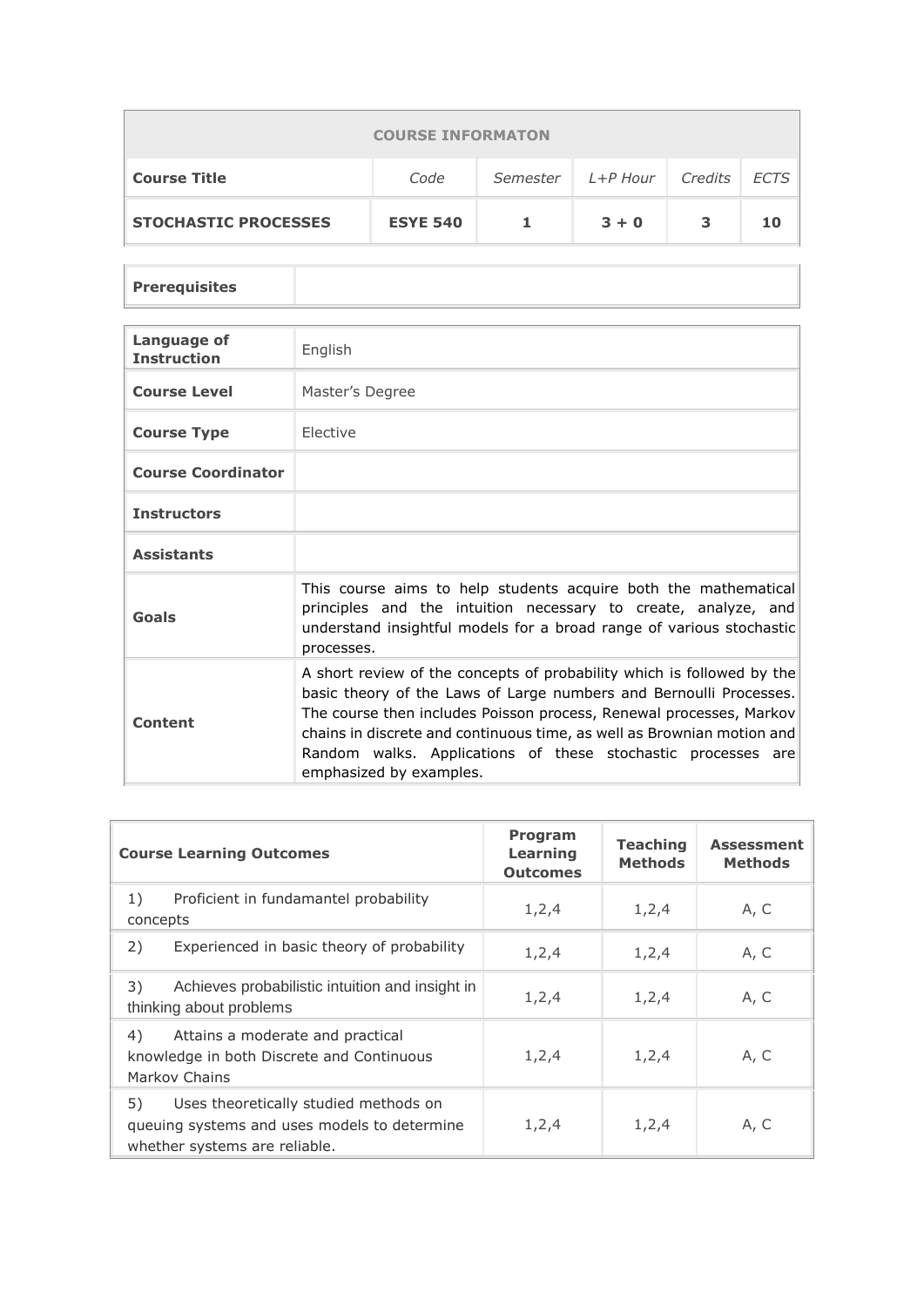| COURSE INFORMATON | | | | | |
|---|---|---|---|---|---|
| **Course Title** | *Code* | *Semester* | *L+P Hour* | *Credits* | *ECTS* |
| **STOCHASTIC PROCESSES** | **ESYE 540** | **1** | **3 + 0** | **3** | **10** |

| **Prerequisites** | |
|---|---|

| | |
|---|---|
| **Language of Instruction** | English |
| **Course Level** | Master's Degree |
| **Course Type** | Elective |
| **Course Coordinator** | |
| **Instructors** | |
| **Assistants** | |
| **Goals** | This course aims to help students acquire both the mathematical principles and the intuition necessary to create, analyze, and understand insightful models for a broad range of various stochastic processes. |
| **Content** | A short review of the concepts of probability which is followed by the basic theory of the Laws of Large numbers and Bernoulli Processes. The course then includes Poisson process, Renewal processes, Markov chains in discrete and continuous time, as well as Brownian motion and Random walks. Applications of these stochastic processes are emphasized by examples. |

| Course Learning Outcomes | Program Learning Outcomes | Teaching Methods | Assessment Methods |
|---|---|---|---|
| 1) Proficient in fundamantel probability concepts | 1,2,4 | 1,2,4 | A, C |
| 2) Experienced in basic theory of probability | 1,2,4 | 1,2,4 | A, C |
| 3) Achieves probabilistic intuition and insight in thinking about problems | 1,2,4 | 1,2,4 | A, C |
| 4) Attains a moderate and practical knowledge in both Discrete and Continuous Markov Chains | 1,2,4 | 1,2,4 | A, C |
| 5) Uses theoretically studied methods on queuing systems and uses models to determine whether systems are reliable. | 1,2,4 | 1,2,4 | A, C |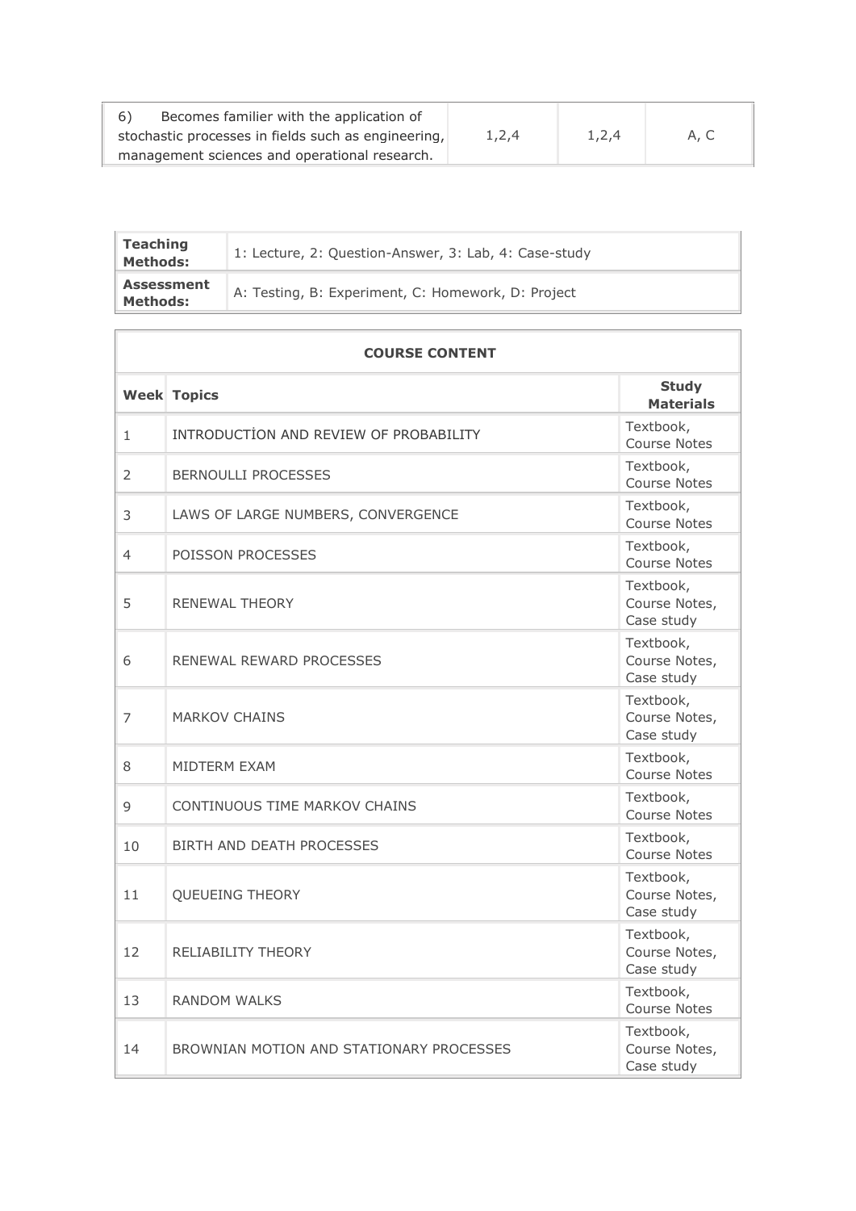| | | | |
|---|---|---|---|
| 6) Becomes familier with the application of stochastic processes in fields such as engineering, management sciences and operational research. | 1,2,4 | 1,2,4 | A, C |

| | |
|---|---|
| **Teaching Methods:** | 1: Lecture, 2: Question-Answer, 3: Lab, 4: Case-study |
| **Assessment Methods:** | A: Testing, B: Experiment, C: Homework, D: Project |

**COURSE CONTENT**

| Week | Topics | Study Materials |
|---|---|---|
| 1 | INTRODUCTİON AND REVIEW OF PROBABILITY | Textbook, Course Notes |
| 2 | BERNOULLI PROCESSES | Textbook, Course Notes |
| 3 | LAWS OF LARGE NUMBERS, CONVERGENCE | Textbook, Course Notes |
| 4 | POISSON PROCESSES | Textbook, Course Notes |
| 5 | RENEWAL THEORY | Textbook, Course Notes, Case study |
| 6 | RENEWAL REWARD PROCESSES | Textbook, Course Notes, Case study |
| 7 | MARKOV CHAINS | Textbook, Course Notes, Case study |
| 8 | MIDTERM EXAM | Textbook, Course Notes |
| 9 | CONTINUOUS TIME MARKOV CHAINS | Textbook, Course Notes |
| 10 | BIRTH AND DEATH PROCESSES | Textbook, Course Notes |
| 11 | QUEUEING THEORY | Textbook, Course Notes, Case study |
| 12 | RELIABILITY THEORY | Textbook, Course Notes, Case study |
| 13 | RANDOM WALKS | Textbook, Course Notes |
| 14 | BROWNIAN MOTION AND STATIONARY PROCESSES | Textbook, Course Notes, Case study |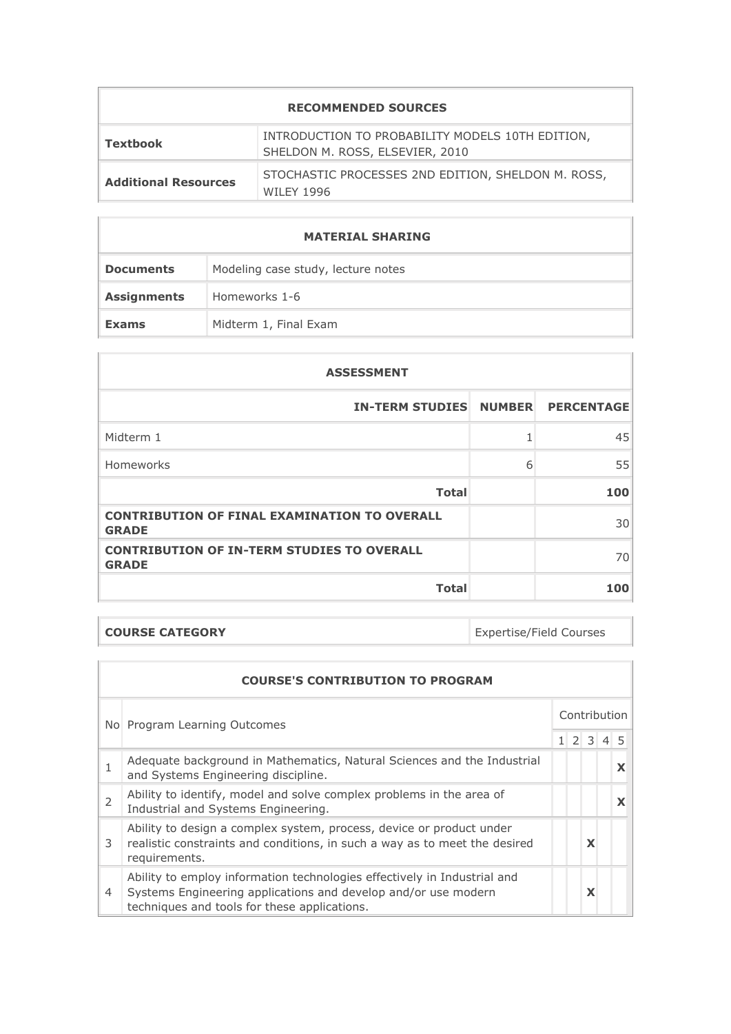| RECOMMENDED SOURCES | |
|---|---|
| **Textbook** | INTRODUCTION TO PROBABILITY MODELS 10TH EDITION, SHELDON M. ROSS, ELSEVIER, 2010 |
| **Additional Resources** | STOCHASTIC PROCESSES 2ND EDITION, SHELDON M. ROSS, WILEY 1996 |

| MATERIAL SHARING | |
|---|---|
| **Documents** | Modeling case study, lecture notes |
| **Assignments** | Homeworks 1-6 |
| **Exams** | Midterm 1, Final Exam |

| ASSESSMENT | | |
|---|---|---|
| **IN-TERM STUDIES** | **NUMBER** | **PERCENTAGE** |
| Midterm 1 | 1 | 45 |
| Homeworks | 6 | 55 |
| **Total** | | **100** |
| **CONTRIBUTION OF FINAL EXAMINATION TO OVERALL GRADE** | | 30 |
| **CONTRIBUTION OF IN-TERM STUDIES TO OVERALL GRADE** | | 70 |
| **Total** | | **100** |

| **COURSE CATEGORY** | Expertise/Field Courses |
|---|---|

| COURSE'S CONTRIBUTION TO PROGRAM | | | | | | |
|---|---|---|---|---|---|---|
| No | Program Learning Outcomes | Contribution | | | | |
| | | 1 | 2 | 3 | 4 | 5 |
| 1 | Adequate background in Mathematics, Natural Sciences and the Industrial and Systems Engineering discipline. | | | | | X |
| 2 | Ability to identify, model and solve complex problems in the area of Industrial and Systems Engineering. | | | | | X |
| 3 | Ability to design a complex system, process, device or product under realistic constraints and conditions, in such a way as to meet the desired requirements. | | | X | | |
| 4 | Ability to employ information technologies effectively in Industrial and Systems Engineering applications and develop and/or use modern techniques and tools for these applications. | | | X | | |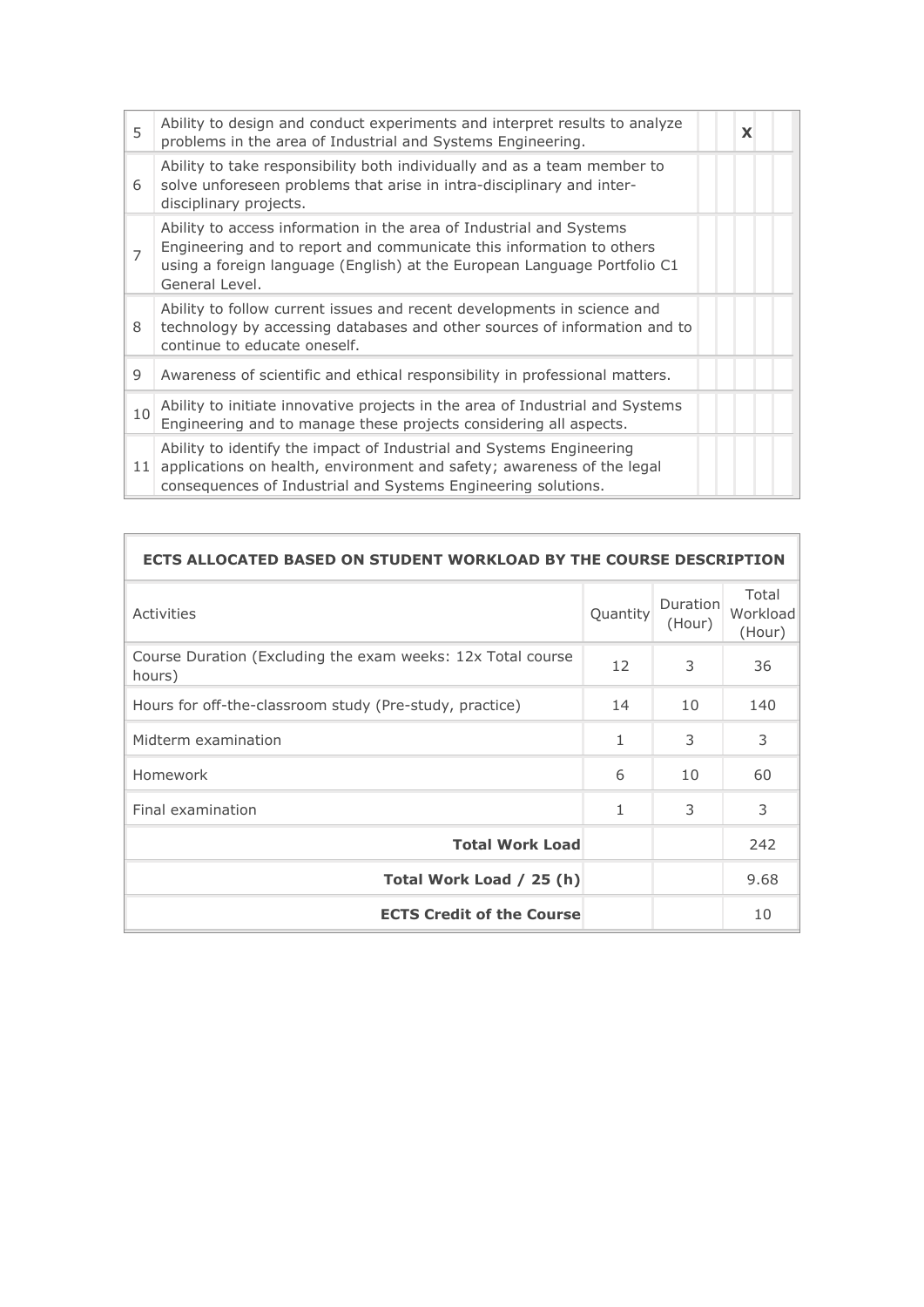| | | | | | | |
|---|---|---|---|---|---|---|
| 5 | Ability to design and conduct experiments and interpret results to analyze problems in the area of Industrial and Systems Engineering. | | | X | | |
| 6 | Ability to take responsibility both individually and as a team member to solve unforeseen problems that arise in intra-disciplinary and inter-disciplinary projects. | | | | | |
| 7 | Ability to access information in the area of Industrial and Systems Engineering and to report and communicate this information to others using a foreign language (English) at the European Language Portfolio C1 General Level. | | | | | |
| 8 | Ability to follow current issues and recent developments in science and technology by accessing databases and other sources of information and to continue to educate oneself. | | | | | |
| 9 | Awareness of scientific and ethical responsibility in professional matters. | | | | | |
| 10 | Ability to initiate innovative projects in the area of Industrial and Systems Engineering and to manage these projects considering all aspects. | | | | | |
| 11 | Ability to identify the impact of Industrial and Systems Engineering applications on health, environment and safety; awareness of the legal consequences of Industrial and Systems Engineering solutions. | | | | | |

**ECTS ALLOCATED BASED ON STUDENT WORKLOAD BY THE COURSE DESCRIPTION**

| Activities | Quantity | Duration (Hour) | Total Workload (Hour) |
|---|---|---|---|
| Course Duration (Excluding the exam weeks: 12x Total course hours) | 12 | 3 | 36 |
| Hours for off-the-classroom study (Pre-study, practice) | 14 | 10 | 140 |
| Midterm examination | 1 | 3 | 3 |
| Homework | 6 | 10 | 60 |
| Final examination | 1 | 3 | 3 |
| **Total Work Load** | | | 242 |
| **Total Work Load / 25 (h)** | | | 9.68 |
| **ECTS Credit of the Course** | | | 10 |